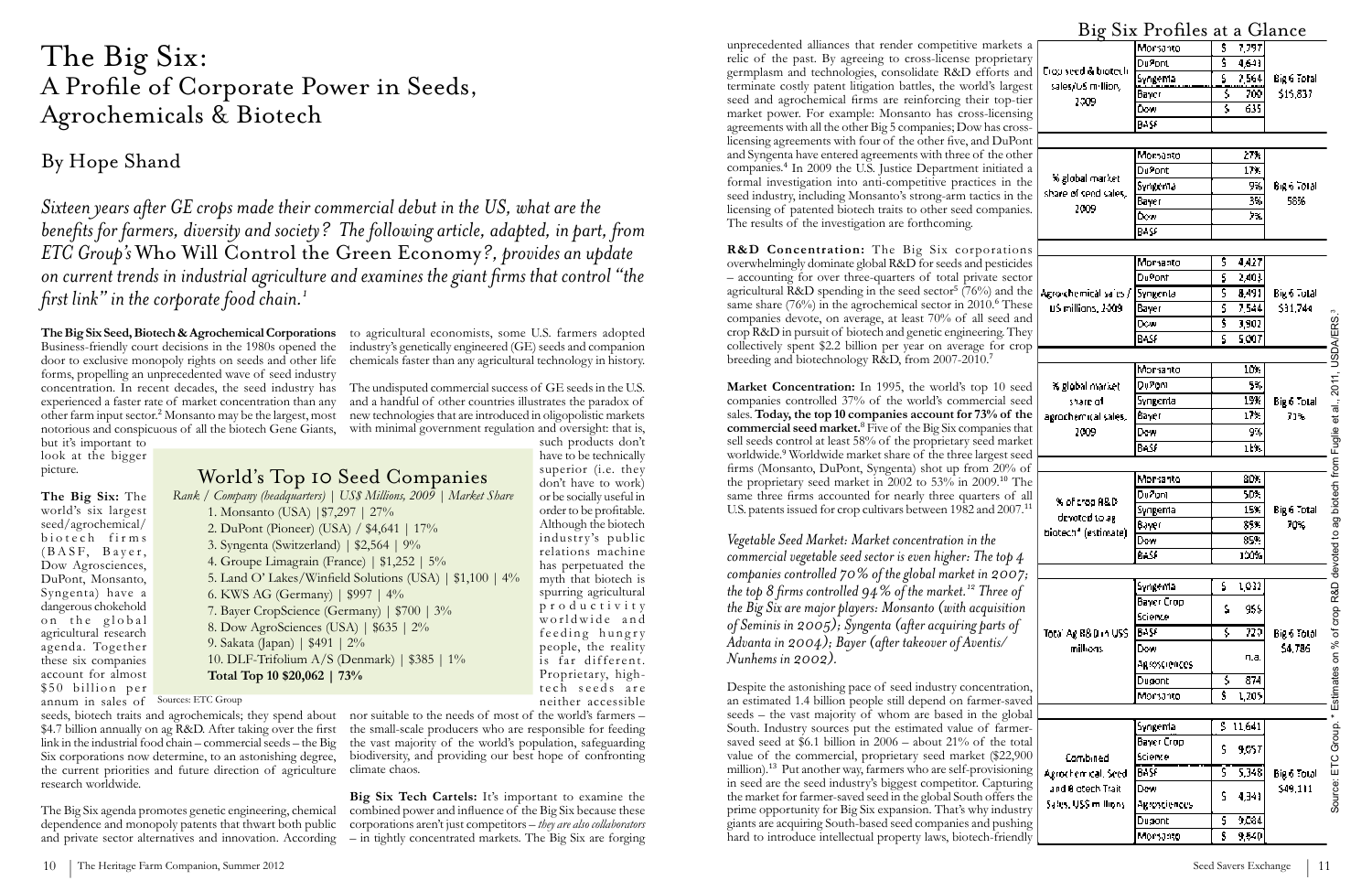# The Big Six:
## A Profile of Corporate Power in Seeds, Agrochemicals & Biotech

### By Hope Shand

*Sixteen years after GE crops made their commercial debut in the US, what are the benefits for farmers, diversity and society? The following article, adapted, in part, from ETC Group's* Who Will Control the Green Economy?*, provides an update on current trends in industrial agriculture and examines the giant firms that control "the first link" in the corporate food chain.*[1]

**The Big Six Seed, Biotech & Agrochemical Corporations**
Business-friendly court decisions in the 1980s opened the door to exclusive monopoly rights on seeds and other life forms, propelling an unprecedented wave of seed industry concentration. In recent decades, the seed industry has experienced a faster rate of market concentration than any other farm input sector.[2] Monsanto may be the largest, most notorious and conspicuous of all the biotech Gene Giants, but it's important to look at the bigger picture.

**The Big Six:** The world's six largest seed/agrochemical/biotech firms (BASF, Bayer, Dow Agrosciences, DuPont, Monsanto, Syngenta) have a dangerous chokehold on the global agricultural research agenda. Together these six companies account for almost $50 billion per annum in sales of seeds, biotech traits and agrochemicals; they spend about $4.7 billion annually on ag R&D. After taking over the first link in the industrial food chain – commercial seeds – the Big Six corporations now determine, to an astonishing degree, the current priorities and future direction of agriculture research worldwide.

The Big Six agenda promotes genetic engineering, chemical dependence and monopoly patents that thwart both public and private sector alternatives and innovation. According to agricultural economists, some U.S. farmers adopted industry's genetically engineered (GE) seeds and companion chemicals faster than any agricultural technology in history.

The undisputed commercial success of GE seeds in the U.S. and a handful of other countries illustrates the paradox of new technologies that are introduced in oligopolistic markets with minimal government regulation and oversight: that is, such products don't have to be technically superior (i.e. they don't have to work) or be socially useful in order to be profitable. Although the biotech industry's public relations machine has perpetuated the myth that biotech is spurring agricultural productivity worldwide and feeding hungry people, the reality is far different. Proprietary, high-tech seeds are neither accessible nor suitable to the needs of most of the world's farmers – the small-scale producers who are responsible for feeding the vast majority of the world's population, safeguarding biodiversity, and providing our best hope of confronting climate chaos.

## World's Top 10 Seed Companies

*Rank / Company (headquarters) | US$ Millions, 2009 | Market Share*

1. Monsanto (USA) |$7,297 | 27%
2. DuPont (Pioneer) (USA) / $4,641 | 17%
3. Syngenta (Switzerland) | $2,564 | 9%
4. Groupe Limagrain (France) | $1,252 | 5%
5. Land O' Lakes/Winfield Solutions (USA) | $1,100 | 4%
6. KWS AG (Germany) | $997 | 4%
7. Bayer CropScience (Germany) | $700 | 3%
8. Dow AgroSciences (USA) | $635 | 2%
9. Sakata (Japan) | $491 | 2%
10. DLF-Trifolium A/S (Denmark) | $385 | 1%

**Total Top 10 $20,062 | 73%**

Sources: ETC Group

**Big Six Tech Cartels:** It's important to examine the combined power and influence of the Big Six because these corporations aren't just competitors – *they are also collaborators* – in tightly concentrated markets. The Big Six are forging unprecedented alliances that render competitive markets a relic of the past. By agreeing to cross-license proprietary germplasm and technologies, consolidate R&D efforts and terminate costly patent litigation battles, the world's largest seed and agrochemical firms are reinforcing their top-tier market power. For example: Monsanto has cross-licensing agreements with all the other Big 5 companies; Dow has cross-licensing agreements with four of the other five, and DuPont and Syngenta have entered agreements with three of the other companies.[4] In 2009 the U.S. Justice Department initiated a formal investigation into anti-competitive practices in the seed industry, including Monsanto's strong-arm tactics in the licensing of patented biotech traits to other seed companies. The results of the investigation are forthcoming.

**R&D Concentration:** The Big Six corporations overwhelmingly dominate global R&D for seeds and pesticides – accounting for over three-quarters of total private sector agricultural R&D spending in the seed sector[5] (76%) and the same share (76%) in the agrochemical sector in 2010.[6] These companies devote, on average, at least 70% of all seed and crop R&D in pursuit of biotech and genetic engineering. They collectively spent $2.2 billion per year on average for crop breeding and biotechnology R&D, from 2007-2010.[7]

**Market Concentration:** In 1995, the world's top 10 seed companies controlled 37% of the world's commercial seed sales. **Today, the top 10 companies account for 73% of the commercial seed market.**[8] Five of the Big Six companies that sell seeds control at least 58% of the proprietary seed market worldwide.[9] Worldwide market share of the three largest seed firms (Monsanto, DuPont, Syngenta) shot up from 20% of the proprietary seed market in 2002 to 53% in 2009.[10] The same three firms accounted for nearly three quarters of all U.S. patents issued for crop cultivars between 1982 and 2007.[11]

*Vegetable Seed Market: Market concentration in the commercial vegetable seed sector is even higher: The top 4 companies controlled 70% of the global market in 2007; the top 8 firms controlled 94% of the market.[12] Three of the Big Six are major players: Monsanto (with acquisition of Seminis in 2005); Syngenta (after acquiring parts of Advanta in 2004); Bayer (after takeover of Aventis/Nunhems in 2002).*

Despite the astonishing pace of seed industry concentration, an estimated 1.4 billion people still depend on farmer-saved seeds – the vast majority of whom are based in the global South. Industry sources put the estimated value of farmer-saved seed at $6.1 billion in 2006 – about 21% of the total value of the commercial, proprietary seed market ($22,900 million).[13] Put another way, farmers who are self-provisioning in seed are the seed industry's biggest competitor. Capturing the market for farmer-saved seed in the global South offers the prime opportunity for Big Six expansion. That's why industry giants are acquiring South-based seed companies and pushing hard to introduce intellectual property laws, biotech-friendly

## Big Six Profiles at a Glance

| Measure | Company | Value | Big 6 Total |
|---|---|---|---|
| Crop seed & biotech sales/US million, 2009 | Monsanto | $ 7,297 | Big 6 Total $15,837 |
| | DuPont | $ 4,641 | |
| | Syngenta | $ 2,564 | |
| | Bayer | $ 700 | |
| | Dow | $ 635 | |
| | BASF | | |
| % global market share of seed sales, 2009 | Monsanto | 27% | Big 6 Total 58% |
| | DuPont | 17% | |
| | Syngenta | 9% | |
| | Bayer | 3% | |
| | Dow | 2% | |
| | BASF | | |
| Agrochemical sales / US millions, 2009 | Monsanto | $ 4,427 | Big 6 Total $31,744 |
| | DuPont | $ 2,403 | |
| | Syngenta | $ 8,491 | |
| | Bayer | $ 7,544 | |
| | Dow | $ 3,902 | |
| | BASF | $ 5,007 | |
| % global market share of agrochemical sales, 2009 | Monsanto | 10% | Big 6 Total 73% |
| | DuPont | 5% | |
| | Syngenta | 19% | |
| | Bayer | 17% | |
| | Dow | 9% | |
| | BASF | 11% | |
| % of crop R&D devoted to ag biotech* (estimate) | Monsanto | 80% | Big 6 Total 70% |
| | DuPont | 50% | |
| | Syngenta | 15% | |
| | Bayer | 85% | |
| | Dow | 85% | |
| | BASF | 100% | |
| Total Ag R&D in US$ millions | Syngenta | $ 1,032 | Big 6 Total $4,786 |
| | Bayer Crop Science | $ 955 | |
| | BASF | $ 720 | |
| | Dow Agrosciences | n.a. | |
| | Dupont | $ 874 | |
| | Monsanto | $ 1,205 | |
| Combined Agrochemical, Seed and Biotech Trait Sales, US$ millions | Syngenta | $ 11,641 | Big 6 Total $49,111 |
| | Bayer Crop Science | $ 9,057 | |
| | BASF | $ 5,348 | |
| | Dow Agrosciences | $ 4,341 | |
| | Dupont | $ 9,084 | |
| | Monsanto | $ 9,640 | |

Source: ETC Group. * Estimates on % of crop R&D devoted to ag biotech from Fuglie et al., 2011, USDA/ERS.[3]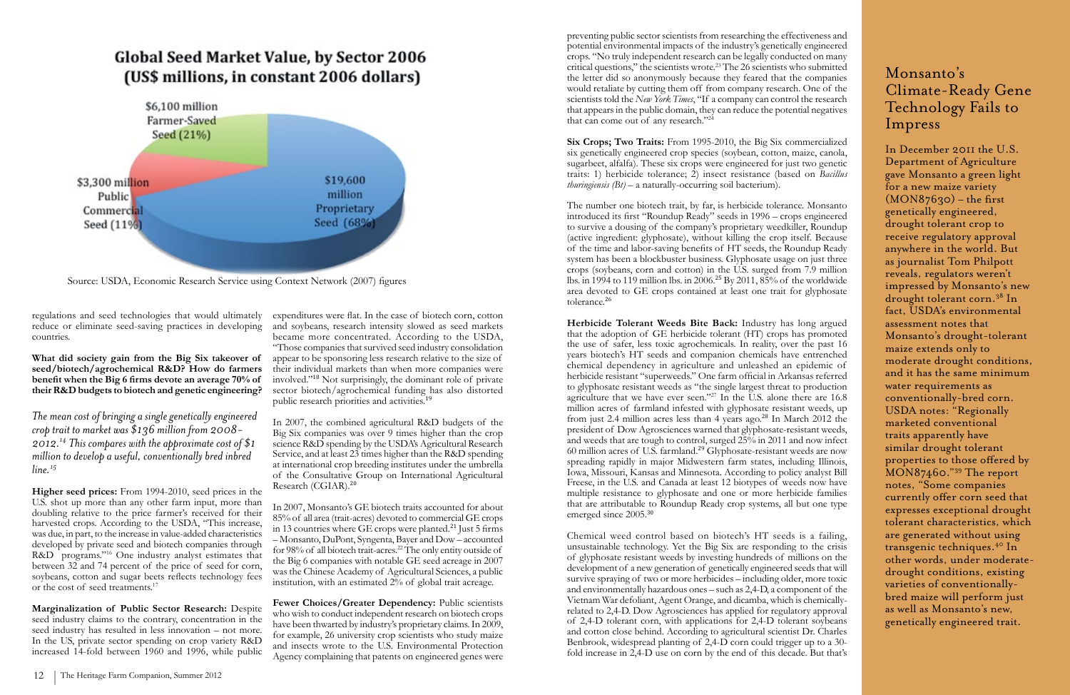## Global Seed Market Value, by Sector 2006 (US$ millions, in constant 2006 dollars)

$6,100 million Farmer-Saved Seed (21%)

$3,300 million Public Commercial Seed (11%)

$19,600 million Proprietary Seed (68%)

Source: USDA, Economic Research Service using Context Network (2007) figures

regulations and seed technologies that would ultimately reduce or eliminate seed-saving practices in developing countries.

**What did society gain from the Big Six takeover of seed/biotech/agrochemical R&D? How do farmers benefit when the Big 6 firms devote an average 70% of their R&D budgets to biotech and genetic engineering?**

*The mean cost of bringing a single genetically engineered crop trait to market was $136 million from 2008-2012.[14] This compares with the approximate cost of $1 million to develop a useful, conventionally bred inbred line.[15]*

**Higher seed prices:** From 1994-2010, seed prices in the U.S. shot up more than any other farm input, more than doubling relative to the price farmer's received for their harvested crops. According to the USDA, "This increase, was due, in part, to the increase in value-added characteristics developed by private seed and biotech companies through R&D programs."[16] One industry analyst estimates that between 32 and 74 percent of the price of seed for corn, soybeans, cotton and sugar beets reflects technology fees or the cost of seed treatments.[17]

**Marginalization of Public Sector Research:** Despite seed industry claims to the contrary, concentration in the seed industry has resulted in less innovation – not more. In the US, private sector spending on crop variety R&D increased 14-fold between 1960 and 1996, while public expenditures were flat. In the case of biotech corn, cotton and soybeans, research intensity slowed as seed markets became more concentrated. According to the USDA, "Those companies that survived seed industry consolidation appear to be sponsoring less research relative to the size of their individual markets than when more companies were involved."[18] Not surprisingly, the dominant role of private sector biotech/agrochemical funding has also distorted public research priorities and activities.[19]

In 2007, the combined agricultural R&D budgets of the Big Six companies was over 9 times higher than the crop science R&D spending by the USDA's Agricultural Research Service, and at least 23 times higher than the R&D spending at international crop breeding institutes under the umbrella of the Consultative Group on International Agricultural Research (CGIAR).[20]

In 2007, Monsanto's GE biotech traits accounted for about 85% of all area (trait-acres) devoted to commercial GE crops in 13 countries where GE crops were planted.[21] Just 5 firms – Monsanto, DuPont, Syngenta, Bayer and Dow – accounted for 98% of all biotech trait-acres.[22] The only entity outside of the Big 6 companies with notable GE seed acreage in 2007 was the Chinese Academy of Agricultural Sciences, a public institution, with an estimated 2% of global trait acreage.

**Fewer Choices/Greater Dependency:** Public scientists who wish to conduct independent research on biotech crops have been thwarted by industry's proprietary claims. In 2009, for example, 26 university crop scientists who study maize and insects wrote to the U.S. Environmental Protection Agency complaining that patents on engineered genes were preventing public sector scientists from researching the effectiveness and potential environmental impacts of the industry's genetically engineered crops. "No truly independent research can be legally conducted on many critical questions," the scientists wrote.[23] The 26 scientists who submitted the letter did so anonymously because they feared that the companies would retaliate by cutting them off from company research. One of the scientists told the *New York Times*, "If a company can control the research that appears in the public domain, they can reduce the potential negatives that can come out of any research."[24]

**Six Crops; Two Traits:** From 1995-2010, the Big Six commercialized six genetically engineered crop species (soybean, cotton, maize, canola, sugarbeet, alfalfa). These six crops were engineered for just two genetic traits: 1) herbicide tolerance; 2) insect resistance (based on *Bacillus thuringiensis (Bt)* – a naturally-occurring soil bacterium).

The number one biotech trait, by far, is herbicide tolerance. Monsanto introduced its first "Roundup Ready" seeds in 1996 – crops engineered to survive a dousing of the company's proprietary weedkiller, Roundup (active ingredient: glyphosate), without killing the crop itself. Because of the time and labor-saving benefits of HT seeds, the Roundup Ready system has been a blockbuster business. Glyphosate usage on just three crops (soybeans, corn and cotton) in the U.S. surged from 7.9 million lbs. in 1994 to 119 million lbs. in 2006.[25] By 2011, 85% of the worldwide area devoted to GE crops contained at least one trait for glyphosate tolerance.[26]

**Herbicide Tolerant Weeds Bite Back:** Industry has long argued that the adoption of GE herbicide tolerant (HT) crops has promoted the use of safer, less toxic agrochemicals. In reality, over the past 16 years biotech's HT seeds and companion chemicals have entrenched chemical dependency in agriculture and unleashed an epidemic of herbicide resistant "superweeds." One farm official in Arkansas referred to glyphosate resistant weeds as "the single largest threat to production agriculture that we have ever seen."[27] In the U.S. alone there are 16.8 million acres of farmland infested with glyphosate resistant weeds, up from just 2.4 million acres less than 4 years ago.[28] In March 2012 the president of Dow Agrosciences warned that glyphosate-resistant weeds, and weeds that are tough to control, surged 25% in 2011 and now infect 60 million acres of U.S. farmland.[29] Glyphosate-resistant weeds are now spreading rapidly in major Midwestern farm states, including Illinois, Iowa, Missouri, Kansas and Minnesota. According to policy analyst Bill Freese, in the U.S. and Canada at least 12 biotypes of weeds now have multiple resistance to glyphosate and one or more herbicide families that are attributable to Roundup Ready crop systems, all but one type emerged since 2005.[30]

Chemical weed control based on biotech's HT seeds is a failing, unsustainable technology. Yet the Big Six are responding to the crisis of glyphosate resistant weeds by investing hundreds of millions on the development of a new generation of genetically engineered seeds that will survive spraying of two or more herbicides – including older, more toxic and environmentally hazardous ones – such as 2,4-D, a component of the Vietnam War defoliant, Agent Orange, and dicamba, which is chemically-related to 2,4-D. Dow Agrosciences has applied for regulatory approval of 2,4-D tolerant corn, with applications for 2,4-D tolerant soybeans and cotton close behind. According to agricultural scientist Dr. Charles Benbrook, widespread planting of 2,4-D corn could trigger up to a 30-fold increase in 2,4-D use on corn by the end of this decade. But that's

## Monsanto's Climate-Ready Gene Technology Fails to Impress

In December 2011 the U.S. Department of Agriculture gave Monsanto a green light for a new maize variety (MON87630) – the first genetically engineered, drought tolerant crop to receive regulatory approval anywhere in the world. But as journalist Tom Philpott reveals, regulators weren't impressed by Monsanto's new drought tolerant corn.[38] In fact, USDA's environmental assessment notes that Monsanto's drought-tolerant maize extends only to moderate drought conditions, and it has the same minimum water requirements as conventionally-bred corn. USDA notes: "Regionally marketed conventional traits apparently have similar drought tolerant properties to those offered by MON87460."[39] The report notes, "Some companies currently offer corn seed that expresses exceptional drought tolerant characteristics, which are generated without using transgenic techniques.[40] In other words, under moderate-drought conditions, existing varieties of conventionally-bred maize will perform just as well as Monsanto's new, genetically engineered trait.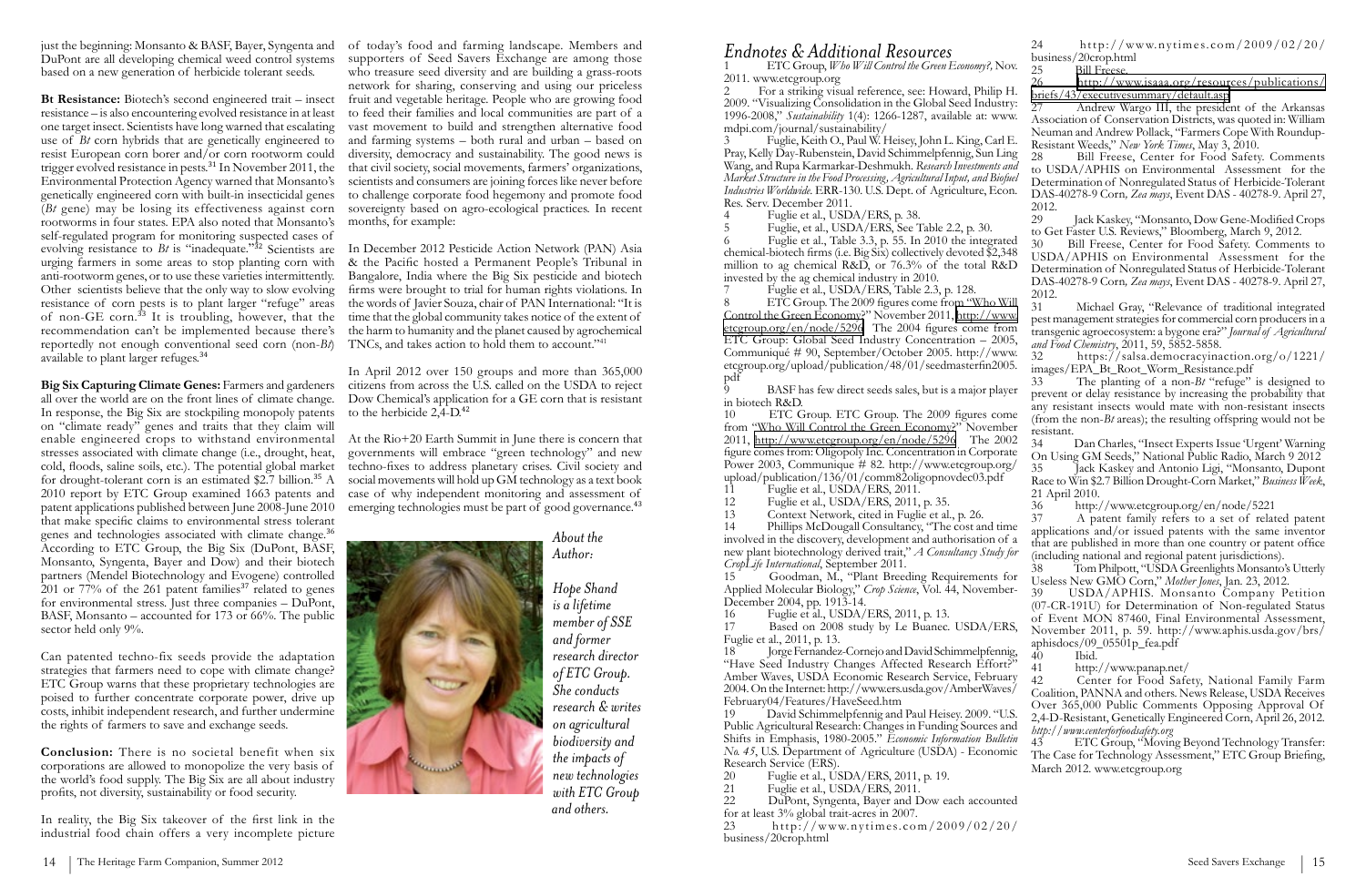just the beginning: Monsanto & BASF, Bayer, Syngenta and DuPont are all developing chemical weed control systems based on a new generation of herbicide tolerant seeds.

**Bt Resistance:** Biotech's second engineered trait – insect resistance – is also encountering evolved resistance in at least one target insect. Scientists have long warned that escalating use of *Bt* corn hybrids that are genetically engineered to resist European corn borer and/or corn rootworm could trigger evolved resistance in pests.[31] In November 2011, the Environmental Protection Agency warned that Monsanto's genetically engineered corn with built-in insecticidal genes (*Bt* gene) may be losing its effectiveness against corn rootworms in four states. EPA also noted that Monsanto's self-regulated program for monitoring suspected cases of evolving resistance to *Bt* is "inadequate."[32] Scientists are urging farmers in some areas to stop planting corn with anti-rootworm genes, or to use these varieties intermittently. Other scientists believe that the only way to slow evolving resistance of corn pests is to plant larger "refuge" areas of non-GE corn.[33] It is troubling, however, that the recommendation can't be implemented because there's reportedly not enough conventional seed corn (non-*Bt*) available to plant larger refuges.[34]

**Big Six Capturing Climate Genes:** Farmers and gardeners all over the world are on the front lines of climate change. In response, the Big Six are stockpiling monopoly patents on "climate ready" genes and traits that they claim will enable engineered crops to withstand environmental stresses associated with climate change (i.e., drought, heat, cold, floods, saline soils, etc.). The potential global market for drought-tolerant corn is an estimated $2.7 billion.[35] A 2010 report by ETC Group examined 1663 patents and patent applications published between June 2008-June 2010 that make specific claims to environmental stress tolerant genes and technologies associated with climate change.[36] According to ETC Group, the Big Six (DuPont, BASF, Monsanto, Syngenta, Bayer and Dow) and their biotech partners (Mendel Biotechnology and Evogene) controlled 201 or 77% of the 261 patent families[37] related to genes for environmental stress. Just three companies – DuPont, BASF, Monsanto – accounted for 173 or 66%. The public sector held only 9%.

Can patented techno-fix seeds provide the adaptation strategies that farmers need to cope with climate change? ETC Group warns that these proprietary technologies are poised to further concentrate corporate power, drive up costs, inhibit independent research, and further undermine the rights of farmers to save and exchange seeds.

**Conclusion:** There is no societal benefit when six corporations are allowed to monopolize the very basis of the world's food supply. The Big Six are all about industry profits, not diversity, sustainability or food security.

In reality, the Big Six takeover of the first link in the industrial food chain offers a very incomplete picture of today's food and farming landscape. Members and supporters of Seed Savers Exchange are among those who treasure seed diversity and are building a grass-roots network for sharing, conserving and using our priceless fruit and vegetable heritage. People who are growing food to feed their families and local communities are part of a vast movement to build and strengthen alternative food and farming systems – both rural and urban – based on diversity, democracy and sustainability. The good news is that civil society, social movements, farmers' organizations, scientists and consumers are joining forces like never before to challenge corporate food hegemony and promote food sovereignty based on agro-ecological practices. In recent months, for example:

In December 2012 Pesticide Action Network (PAN) Asia & the Pacific hosted a Permanent People's Tribunal in Bangalore, India where the Big Six pesticide and biotech firms were brought to trial for human rights violations. In the words of Javier Souza, chair of PAN International: "It is time that the global community takes notice of the extent of the harm to humanity and the planet caused by agrochemical TNCs, and takes action to hold them to account."[41]

In April 2012 over 150 groups and more than 365,000 citizens from across the U.S. called on the USDA to reject Dow Chemical's application for a GE corn that is resistant to the herbicide 2,4-D.[42]

At the Rio+20 Earth Summit in June there is concern that governments will embrace "green technology" and new techno-fixes to address planetary crises. Civil society and social movements will hold up GM technology as a text book case of why independent monitoring and assessment of emerging technologies must be part of good governance.[43]

*About the Author:*

*Hope Shand is a lifetime member of SSE and former research director of ETC Group. She conducts research & writes on agricultural biodiversity and the impacts of new technologies with ETC Group and others.*

## Endnotes & Additional Resources

1 ETC Group, *Who Will Control the Green Economy?*, Nov. 2011. www.etcgroup.org

2 For a striking visual reference, see: Howard, Philip H. 2009. "Visualizing Consolidation in the Global Seed Industry: 1996-2008," *Sustainability* 1(4): 1266-1287, available at: www.mdpi.com/journal/sustainability/

3 Fuglie, Keith O., Paul W. Heisey, John L. King, Carl E. Pray, Kelly Day-Rubenstein, David Schimmelpfennig, Sun Ling Wang, and Rupa Karmarkar-Deshmukh. *Research Investments and Market Structure in the Food Processing, Agricultural Input, and Biofuel Industries Worldwide*. ERR-130. U.S. Dept. of Agriculture, Econ. Res. Serv. December 2011.

4 Fuglie et al., USDA/ERS, p. 38.

5 Fuglie, et al., USDA/ERS, See Table 2.2, p. 30.

6 Fuglie et al., Table 3.3, p. 55. In 2010 the integrated chemical-biotech firms (i.e. Big Six) collectively devoted $2,348 million to ag chemical R&D, or 76.3% of the total R&D invested by the ag chemical industry in 2010.

7 Fuglie et al., USDA/ERS, Table 2.3, p. 128.

8 ETC Group. The 2009 figures come from "Who Will Control the Green Economy?" November 2011, http://www.etcgroup.org/en/node/5296 The 2004 figures come from ETC Group: Global Seed Industry Concentration – 2005, Communiqué # 90, September/October 2005. http://www.etcgroup.org/upload/publication/48/01/seedmasterfin2005.pdf

9 BASF has few direct seeds sales, but is a major player in biotech R&D.

10 ETC Group. ETC Group. The 2009 figures come from "Who Will Control the Green Economy?" November 2011, http://www.etcgroup.org/en/node/5296 The 2002 figure comes from: Oligopoly Inc. Concentration in Corporate Power 2003, Communique # 82. http://www.etcgroup.org/upload/publication/136/01/comm82oligopnovdec03.pdf

11 Fuglie et al., USDA/ERS, 2011.

12 Fuglie et al., USDA/ERS, 2011, p. 35.

13 Context Network, cited in Fuglie et al., p. 26.

14 Phillips McDougall Consultancy, "The cost and time involved in the discovery, development and authorisation of a new plant biotechnology derived trait," *A Consultancy Study for CropLife International*, September 2011.

15 Goodman, M., "Plant Breeding Requirements for Applied Molecular Biology," *Crop Science*, Vol. 44, November-December 2004, pp. 1913-14.

16 Fuglie et al., USDA/ERS, 2011, p. 13.

17 Based on 2008 study by Le Buanec. USDA/ERS, Fuglie et al., 2011, p. 13.

18 Jorge Fernandez-Cornejo and David Schimmelpfennig, "Have Seed Industry Changes Affected Research Effort?" Amber Waves, USDA Economic Research Service, February 2004. On the Internet: http://www.ers.usda.gov/AmberWaves/February04/Features/HaveSeed.htm

19 David Schimmelpfennig and Paul Heisey. 2009. "U.S. Public Agricultural Research: Changes in Funding Sources and Shifts in Emphasis, 1980-2005." *Economic Information Bulletin No. 45*, U.S. Department of Agriculture (USDA) - Economic Research Service (ERS).

20 Fuglie et al., USDA/ERS, 2011, p. 19.

21 Fuglie et al., USDA/ERS, 2011.

22 DuPont, Syngenta, Bayer and Dow each accounted for at least 3% global trait-acres in 2007.

23 http://www.nytimes.com/2009/02/20/business/20crop.html

24 http://www.nytimes.com/2009/02/20/business/20crop.html

25 Bill Freese.

26 http://www.isaaa.org/resources/publications/briefs/43/executivesummary/default.asp

27 Andrew Wargo III, the president of the Arkansas Association of Conservation Districts, was quoted in: William Neuman and Andrew Pollack, "Farmers Cope With Roundup-Resistant Weeds," *New York Times*, May 3, 2010.

28 Bill Freese, Center for Food Safety. Comments to USDA/APHIS on Environmental Assessment for the Determination of Nonregulated Status of Herbicide-Tolerant DAS-40278-9 Corn, *Zea mays*, Event DAS - 40278-9. April 27, 2012.

29 Jack Kaskey, "Monsanto, Dow Gene-Modified Crops to Get Faster U.S. Reviews," Bloomberg, March 9, 2012.

30 Bill Freese, Center for Food Safety. Comments to USDA/APHIS on Environmental Assessment for the Determination of Nonregulated Status of Herbicide-Tolerant DAS-40278-9 Corn, *Zea mays*, Event DAS - 40278-9. April 27, 2012.

31 Michael Gray, "Relevance of traditional integrated pest management strategies for commercial corn producers in a transgenic agroecosystem: a bygone era?" *Journal of Agricultural and Food Chemistry*, 2011, 59, 5852-5858.

32 https://salsa.democracyinaction.org/o/1221/images/EPA_Bt_Root_Worm_Resistance.pdf

33 The planting of a non-*Bt* "refuge" is designed to prevent or delay resistance by increasing the probability that any resistant insects would mate with non-resistant insects (from the non-*Bt* areas); the resulting offspring would not be resistant.

34 Dan Charles, "Insect Experts Issue 'Urgent' Warning On Using GM Seeds," National Public Radio, March 9 2012

35 Jack Kaskey and Antonio Ligi, "Monsanto, Dupont Race to Win $2.7 Billion Drought-Corn Market," *Business Week*, 21 April 2010.

36 http://www.etcgroup.org/en/node/5221

37 A patent family refers to a set of related patent applications and/or issued patents with the same inventor that are published in more than one country or patent office (including national and regional patent jurisdictions).

38 Tom Philpott, "USDA Greenlights Monsanto's Utterly Useless New GMO Corn," *Mother Jones*, Jan. 23, 2012.

39 USDA/APHIS. Monsanto Company Petition (07-CR-191U) for Determination of Non-regulated Status of Event MON 87460, Final Environmental Assessment, November 2011, p. 59. http://www.aphis.usda.gov/brs/aphisdocs/09_05501p_fea.pdf

40 Ibid.

41 http://www.panap.net/

42 Center for Food Safety, National Family Farm Coalition, PANNA and others. News Release, USDA Receives Over 365,000 Public Comments Opposing Approval Of 2,4-D-Resistant, Genetically Engineered Corn, April 26, 2012. *http://www.centerforfoodsafety.org*

43 ETC Group, "Moving Beyond Technology Transfer: The Case for Technology Assessment," ETC Group Briefing, March 2012. www.etcgroup.org